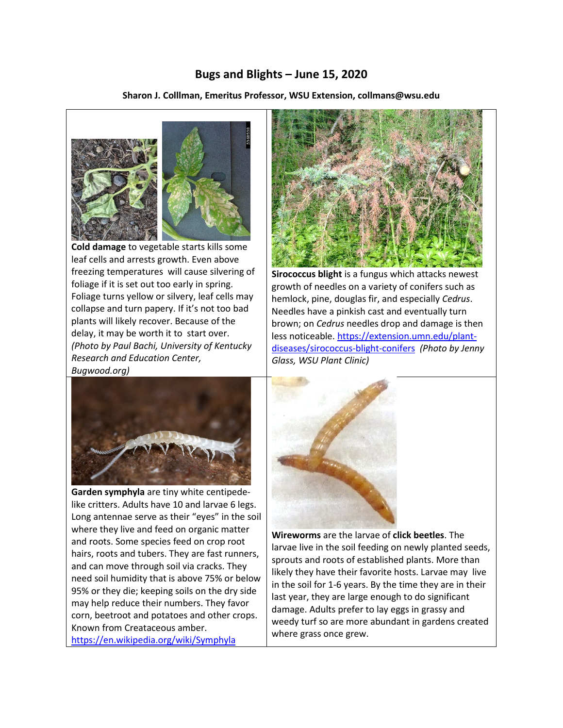# Bugs and Blights – June 15, 2020

**Sharon J. Colllman, Emeritus Professor, WSU Extension, collmans@wsu.edu**

**Cold damage** to vegetable starts kills some leaf cells and arrests growth. Even above freezing temperatures will cause silvering of foliage if it is set out too early in spring. Foliage turns yellow or silvery, leaf cells may collapse and turn papery. If it's not too bad plants will likely recover. Because of the delay, it may be worth it to start over. *(Photo by Paul Bachi, University of Kentucky Research and Education Center, Bugwood.org)*

**Sirococcus blight** is a fungus which attacks newest growth of needles on a variety of conifers such as hemlock, pine, douglas fir, and especially *Cedrus*. Needles have a pinkish cast and eventually turn brown; on *Cedrus* needles drop and damage is then less noticeable. https://extension.umn.edu/plant-diseases/sirococcus-blight-conifers *(Photo by Jenny Glass, WSU Plant Clinic)*

**Garden symphyla** are tiny white centipede-like critters. Adults have 10 and larvae 6 legs. Long antennae serve as their "eyes" in the soil where they live and feed on organic matter and roots. Some species feed on crop root hairs, roots and tubers. They are fast runners, and can move through soil via cracks. They need soil humidity that is above 75% or below 95% or they die; keeping soils on the dry side may help reduce their numbers. They favor corn, beetroot and potatoes and other crops. Known from Creataceous amber. https://en.wikipedia.org/wiki/Symphyla

**Wireworms** are the larvae of **click beetles**. The larvae live in the soil feeding on newly planted seeds, sprouts and roots of established plants. More than likely they have their favorite hosts. Larvae may live in the soil for 1-6 years. By the time they are in their last year, they are large enough to do significant damage. Adults prefer to lay eggs in grassy and weedy turf so are more abundant in gardens created where grass once grew.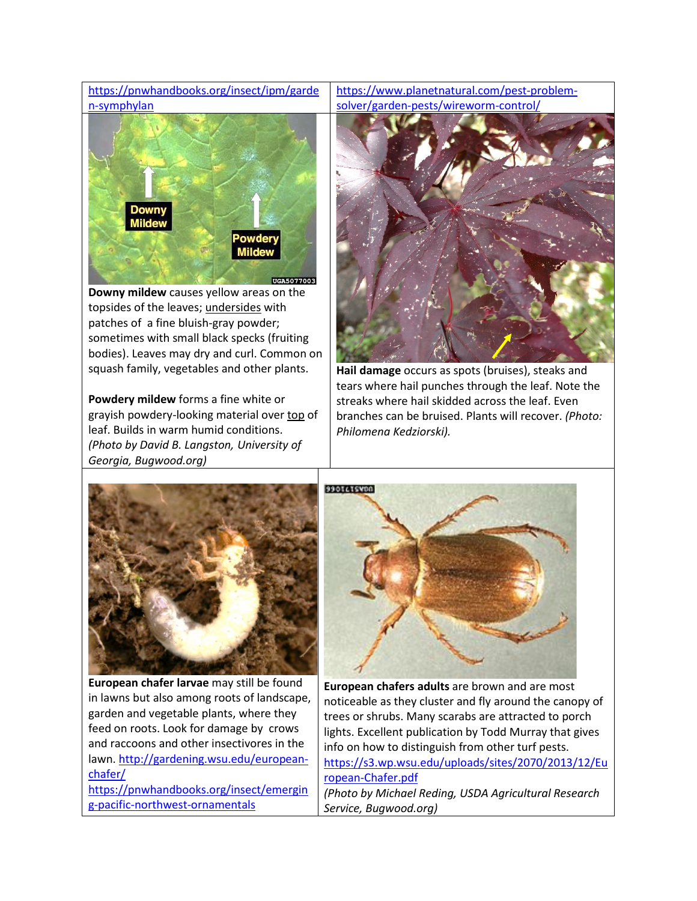https://pnwhandbooks.org/insect/ipm/garden-symphylan

https://www.planetnatural.com/pest-problem-solver/garden-pests/wireworm-control/

**Downy mildew** causes yellow areas on the topsides of the leaves; undersides with patches of a fine bluish-gray powder; sometimes with small black specks (fruiting bodies). Leaves may dry and curl. Common on squash family, vegetables and other plants.

**Powdery mildew** forms a fine white or grayish powdery-looking material over top of leaf. Builds in warm humid conditions. *(Photo by David B. Langston, University of Georgia, Bugwood.org)*

**Hail damage** occurs as spots (bruises), steaks and tears where hail punches through the leaf. Note the streaks where hail skidded across the leaf. Even branches can be bruised. Plants will recover. *(Photo: Philomena Kedziorski).*

**European chafer larvae** may still be found in lawns but also among roots of landscape, garden and vegetable plants, where they feed on roots. Look for damage by crows and raccoons and other insectivores in the lawn. http://gardening.wsu.edu/european-chafer/ https://pnwhandbooks.org/insect/emerging-pacific-northwest-ornamentals

**European chafers adults** are brown and are most noticeable as they cluster and fly around the canopy of trees or shrubs. Many scarabs are attracted to porch lights. Excellent publication by Todd Murray that gives info on how to distinguish from other turf pests. https://s3.wp.wsu.edu/uploads/sites/2070/2013/12/European-Chafer.pdf *(Photo by Michael Reding, USDA Agricultural Research Service, Bugwood.org)*